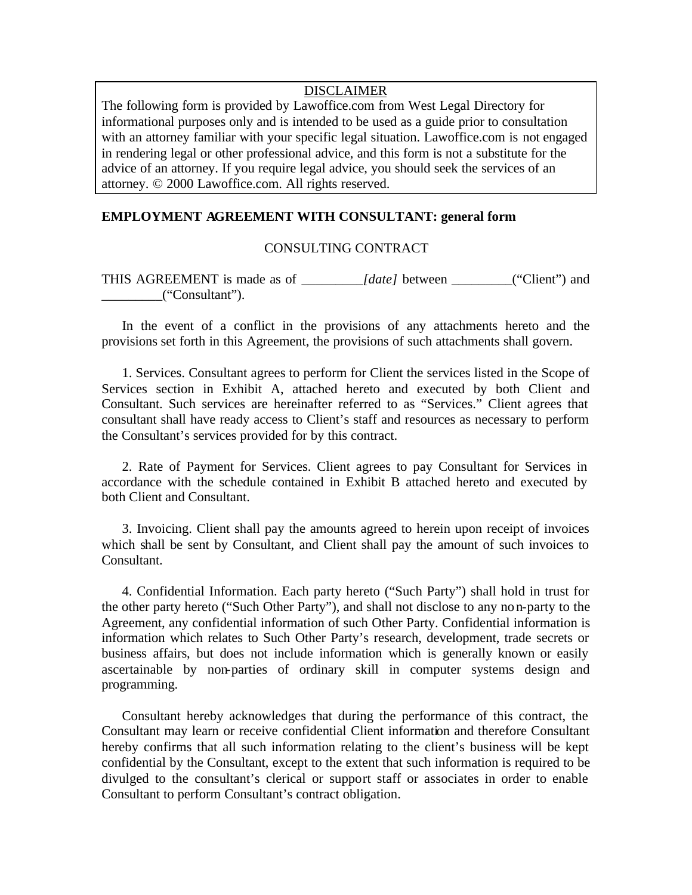DISCLAIMER

The following form is provided by Lawoffice.com from West Legal Directory for informational purposes only and is intended to be used as a guide prior to consultation with an attorney familiar with your specific legal situation. Lawoffice.com is not engaged in rendering legal or other professional advice, and this form is not a substitute for the advice of an attorney. If you require legal advice, you should seek the services of an attorney. © 2000 Lawoffice.com. All rights reserved.

**EMPLOYMENT AGREEMENT WITH CONSULTANT: general form**

CONSULTING CONTRACT

THIS AGREEMENT is made as of _________*[date]* between _________("Client") and _________("Consultant").

In the event of a conflict in the provisions of any attachments hereto and the provisions set forth in this Agreement, the provisions of such attachments shall govern.

1. Services. Consultant agrees to perform for Client the services listed in the Scope of Services section in Exhibit A, attached hereto and executed by both Client and Consultant. Such services are hereinafter referred to as "Services." Client agrees that consultant shall have ready access to Client's staff and resources as necessary to perform the Consultant's services provided for by this contract.

2. Rate of Payment for Services. Client agrees to pay Consultant for Services in accordance with the schedule contained in Exhibit B attached hereto and executed by both Client and Consultant.

3. Invoicing. Client shall pay the amounts agreed to herein upon receipt of invoices which shall be sent by Consultant, and Client shall pay the amount of such invoices to Consultant.

4. Confidential Information. Each party hereto ("Such Party") shall hold in trust for the other party hereto ("Such Other Party"), and shall not disclose to any non-party to the Agreement, any confidential information of such Other Party. Confidential information is information which relates to Such Other Party's research, development, trade secrets or business affairs, but does not include information which is generally known or easily ascertainable by non-parties of ordinary skill in computer systems design and programming.

Consultant hereby acknowledges that during the performance of this contract, the Consultant may learn or receive confidential Client information and therefore Consultant hereby confirms that all such information relating to the client's business will be kept confidential by the Consultant, except to the extent that such information is required to be divulged to the consultant's clerical or support staff or associates in order to enable Consultant to perform Consultant's contract obligation.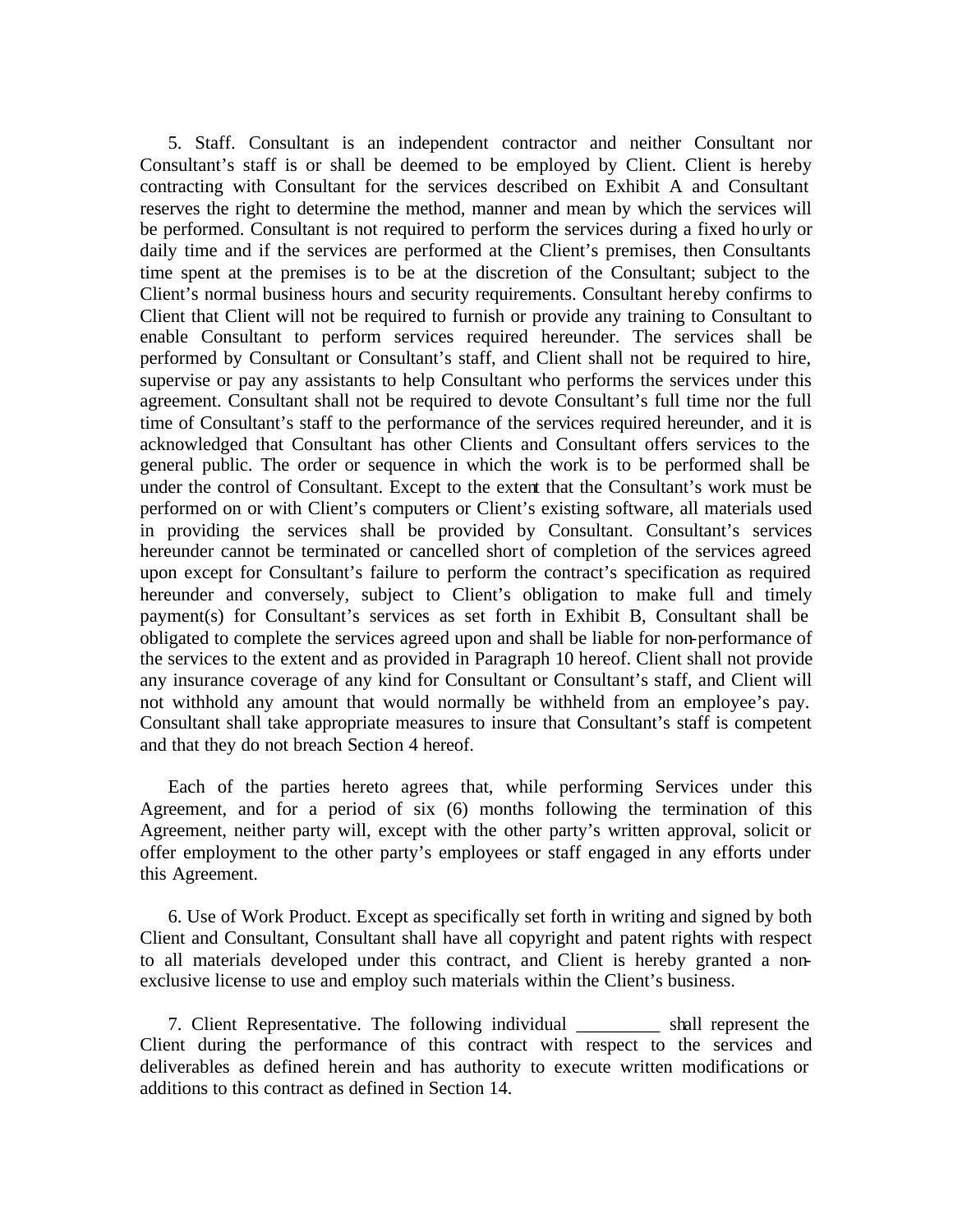5. Staff. Consultant is an independent contractor and neither Consultant nor Consultant's staff is or shall be deemed to be employed by Client. Client is hereby contracting with Consultant for the services described on Exhibit A and Consultant reserves the right to determine the method, manner and mean by which the services will be performed. Consultant is not required to perform the services during a fixed hourly or daily time and if the services are performed at the Client's premises, then Consultants time spent at the premises is to be at the discretion of the Consultant; subject to the Client's normal business hours and security requirements. Consultant hereby confirms to Client that Client will not be required to furnish or provide any training to Consultant to enable Consultant to perform services required hereunder. The services shall be performed by Consultant or Consultant's staff, and Client shall not be required to hire, supervise or pay any assistants to help Consultant who performs the services under this agreement. Consultant shall not be required to devote Consultant's full time nor the full time of Consultant's staff to the performance of the services required hereunder, and it is acknowledged that Consultant has other Clients and Consultant offers services to the general public. The order or sequence in which the work is to be performed shall be under the control of Consultant. Except to the extent that the Consultant's work must be performed on or with Client's computers or Client's existing software, all materials used in providing the services shall be provided by Consultant. Consultant's services hereunder cannot be terminated or cancelled short of completion of the services agreed upon except for Consultant's failure to perform the contract's specification as required hereunder and conversely, subject to Client's obligation to make full and timely payment(s) for Consultant's services as set forth in Exhibit B, Consultant shall be obligated to complete the services agreed upon and shall be liable for non-performance of the services to the extent and as provided in Paragraph 10 hereof. Client shall not provide any insurance coverage of any kind for Consultant or Consultant's staff, and Client will not withhold any amount that would normally be withheld from an employee's pay. Consultant shall take appropriate measures to insure that Consultant's staff is competent and that they do not breach Section 4 hereof.

Each of the parties hereto agrees that, while performing Services under this Agreement, and for a period of six (6) months following the termination of this Agreement, neither party will, except with the other party's written approval, solicit or offer employment to the other party's employees or staff engaged in any efforts under this Agreement.

6. Use of Work Product. Except as specifically set forth in writing and signed by both Client and Consultant, Consultant shall have all copyright and patent rights with respect to all materials developed under this contract, and Client is hereby granted a non-exclusive license to use and employ such materials within the Client's business.

7. Client Representative. The following individual _________ shall represent the Client during the performance of this contract with respect to the services and deliverables as defined herein and has authority to execute written modifications or additions to this contract as defined in Section 14.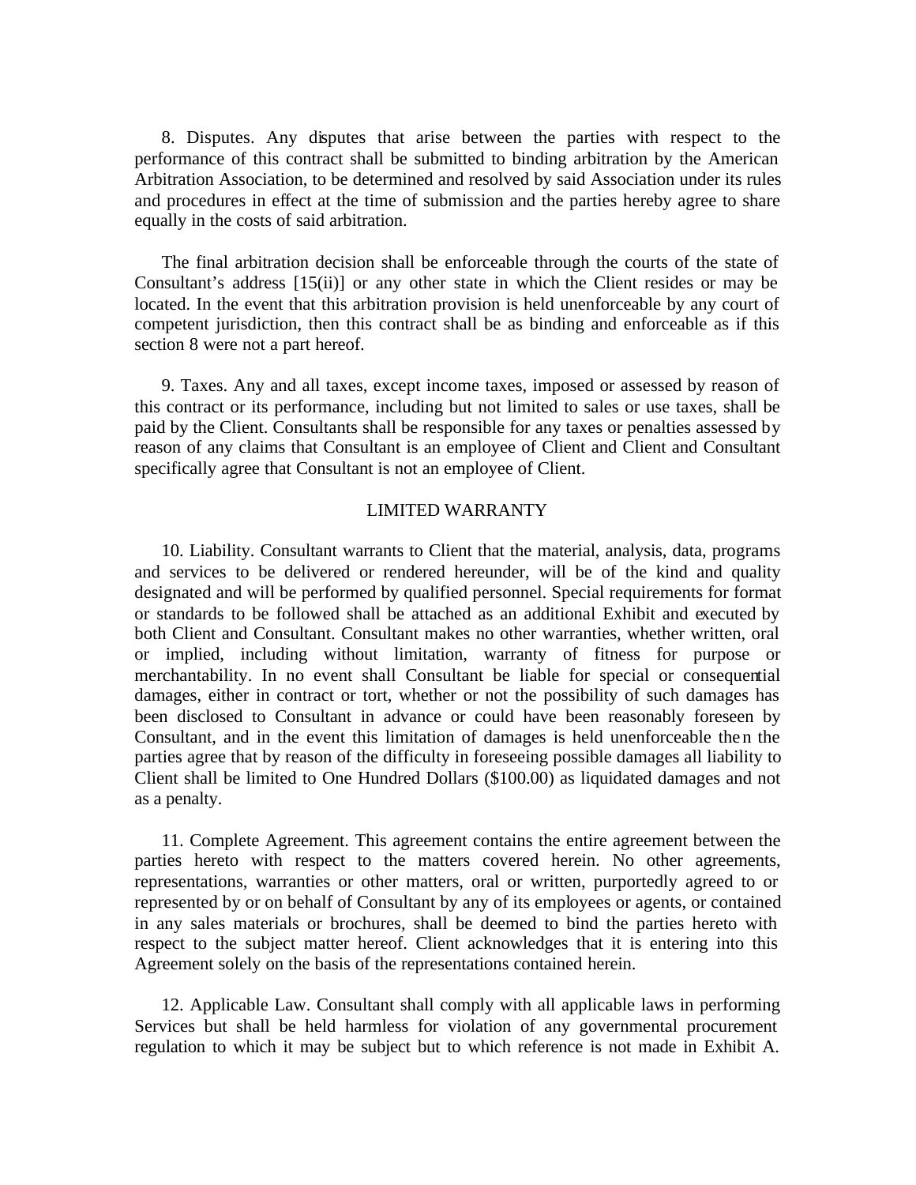8. Disputes. Any disputes that arise between the parties with respect to the performance of this contract shall be submitted to binding arbitration by the American Arbitration Association, to be determined and resolved by said Association under its rules and procedures in effect at the time of submission and the parties hereby agree to share equally in the costs of said arbitration.

The final arbitration decision shall be enforceable through the courts of the state of Consultant's address [15(ii)] or any other state in which the Client resides or may be located. In the event that this arbitration provision is held unenforceable by any court of competent jurisdiction, then this contract shall be as binding and enforceable as if this section 8 were not a part hereof.

9. Taxes. Any and all taxes, except income taxes, imposed or assessed by reason of this contract or its performance, including but not limited to sales or use taxes, shall be paid by the Client. Consultants shall be responsible for any taxes or penalties assessed by reason of any claims that Consultant is an employee of Client and Client and Consultant specifically agree that Consultant is not an employee of Client.

## LIMITED WARRANTY

10. Liability. Consultant warrants to Client that the material, analysis, data, programs and services to be delivered or rendered hereunder, will be of the kind and quality designated and will be performed by qualified personnel. Special requirements for format or standards to be followed shall be attached as an additional Exhibit and executed by both Client and Consultant. Consultant makes no other warranties, whether written, oral or implied, including without limitation, warranty of fitness for purpose or merchantability. In no event shall Consultant be liable for special or consequential damages, either in contract or tort, whether or not the possibility of such damages has been disclosed to Consultant in advance or could have been reasonably foreseen by Consultant, and in the event this limitation of damages is held unenforceable then the parties agree that by reason of the difficulty in foreseeing possible damages all liability to Client shall be limited to One Hundred Dollars ($100.00) as liquidated damages and not as a penalty.

11. Complete Agreement. This agreement contains the entire agreement between the parties hereto with respect to the matters covered herein. No other agreements, representations, warranties or other matters, oral or written, purportedly agreed to or represented by or on behalf of Consultant by any of its employees or agents, or contained in any sales materials or brochures, shall be deemed to bind the parties hereto with respect to the subject matter hereof. Client acknowledges that it is entering into this Agreement solely on the basis of the representations contained herein.

12. Applicable Law. Consultant shall comply with all applicable laws in performing Services but shall be held harmless for violation of any governmental procurement regulation to which it may be subject but to which reference is not made in Exhibit A.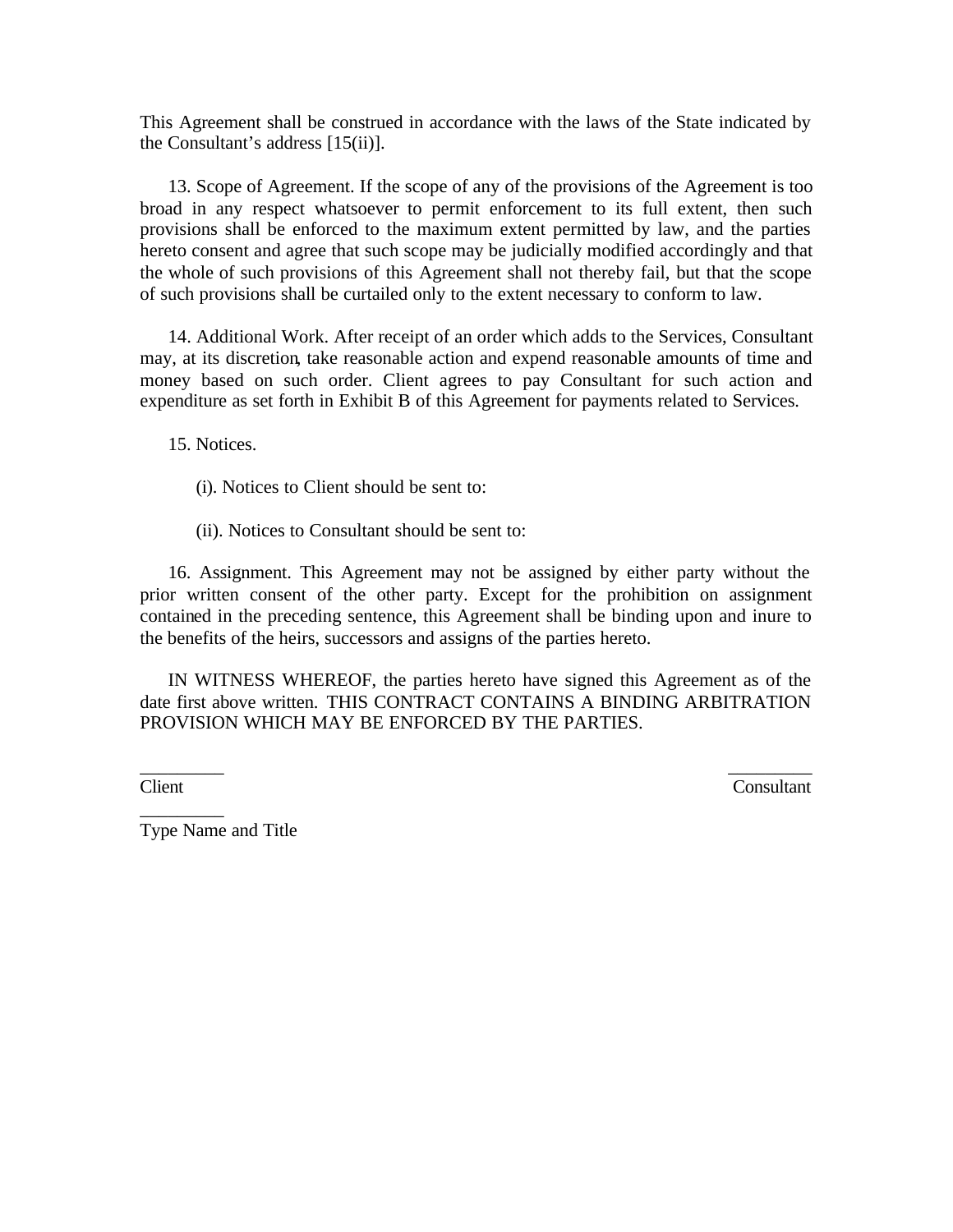This Agreement shall be construed in accordance with the laws of the State indicated by the Consultant's address [15(ii)].

13. Scope of Agreement. If the scope of any of the provisions of the Agreement is too broad in any respect whatsoever to permit enforcement to its full extent, then such provisions shall be enforced to the maximum extent permitted by law, and the parties hereto consent and agree that such scope may be judicially modified accordingly and that the whole of such provisions of this Agreement shall not thereby fail, but that the scope of such provisions shall be curtailed only to the extent necessary to conform to law.

14. Additional Work. After receipt of an order which adds to the Services, Consultant may, at its discretion, take reasonable action and expend reasonable amounts of time and money based on such order. Client agrees to pay Consultant for such action and expenditure as set forth in Exhibit B of this Agreement for payments related to Services.

15. Notices.

(i). Notices to Client should be sent to:

(ii). Notices to Consultant should be sent to:

16. Assignment. This Agreement may not be assigned by either party without the prior written consent of the other party. Except for the prohibition on assignment contained in the preceding sentence, this Agreement shall be binding upon and inure to the benefits of the heirs, successors and assigns of the parties hereto.

IN WITNESS WHEREOF, the parties hereto have signed this Agreement as of the date first above written. THIS CONTRACT CONTAINS A BINDING ARBITRATION PROVISION WHICH MAY BE ENFORCED BY THE PARTIES.

_________ _________

Client Consultant

_________

Type Name and Title